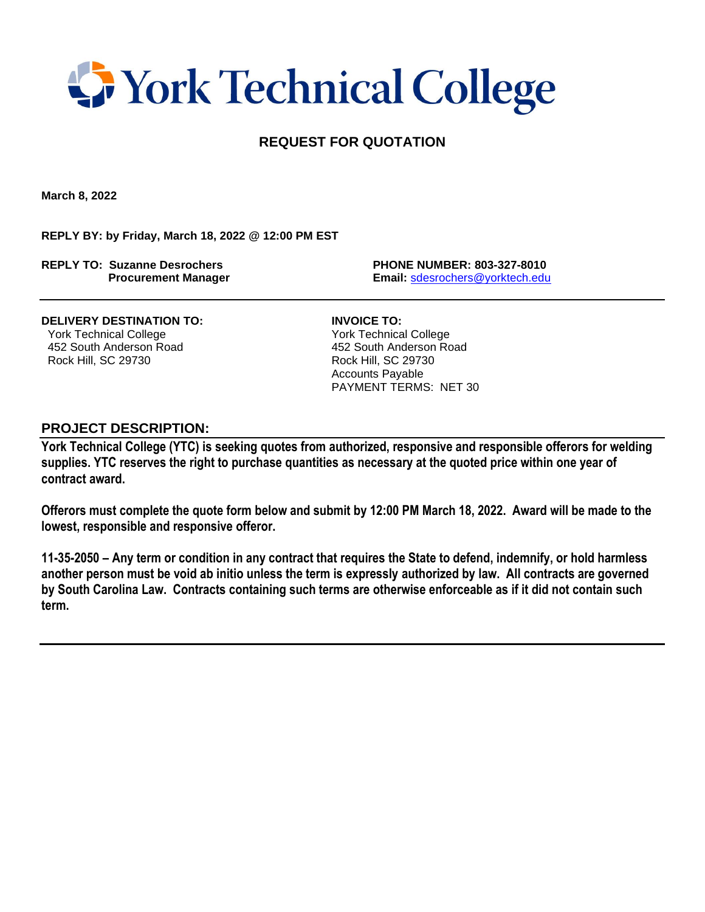# York Technical College

## REQUEST FOR QUOTATION

**March 8, 2022**

**REPLY BY: by Friday, March 18, 2022 @ 12:00 PM EST**

**REPLY TO: Suzanne Desrochers**
**Procurement Manager**

**PHONE NUMBER: 803-327-8010**
**Email:** sdesrochers@yorktech.edu

---

**DELIVERY DESTINATION TO:**
York Technical College
452 South Anderson Road
Rock Hill, SC 29730

**INVOICE TO:**
York Technical College
452 South Anderson Road
Rock Hill, SC 29730
Accounts Payable
PAYMENT TERMS: NET 30

### PROJECT DESCRIPTION:

**York Technical College (YTC) is seeking quotes from authorized, responsive and responsible offerors for welding supplies. YTC reserves the right to purchase quantities as necessary at the quoted price within one year of contract award.**

**Offerors must complete the quote form below and submit by 12:00 PM March 18, 2022. Award will be made to the lowest, responsible and responsive offeror.**

**11-35-2050 – Any term or condition in any contract that requires the State to defend, indemnify, or hold harmless another person must be void ab initio unless the term is expressly authorized by law. All contracts are governed by South Carolina Law. Contracts containing such terms are otherwise enforceable as if it did not contain such term.**

---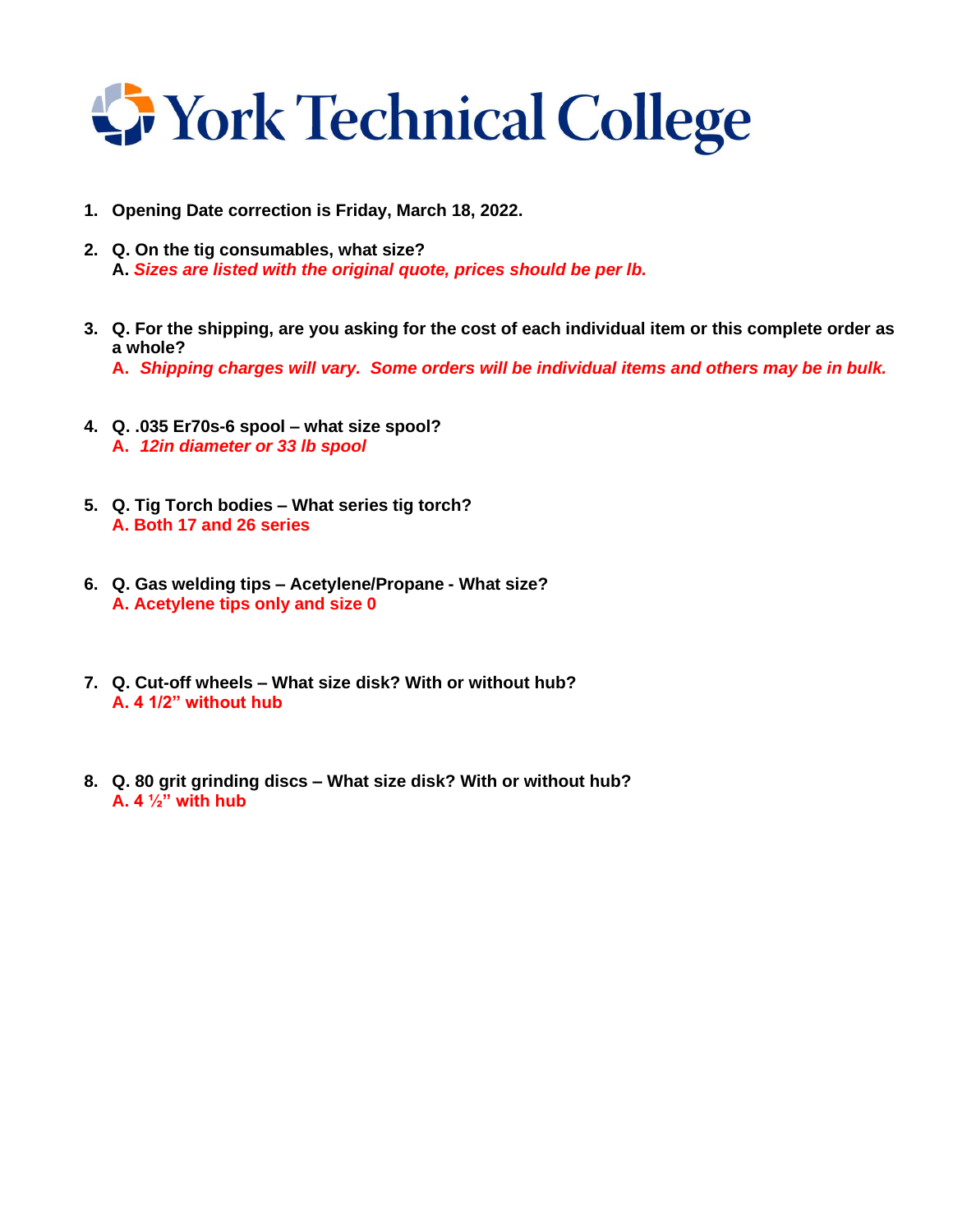# York Technical College

1. **Opening Date correction is Friday, March 18, 2022.**

2. **Q. On the tig consumables, what size?**
   **A.** ***Sizes are listed with the original quote, prices should be per lb.***

3. **Q. For the shipping, are you asking for the cost of each individual item or this complete order as a whole?**
   ***A. Shipping charges will vary. Some orders will be individual items and others may be in bulk.***

4. **Q. .035 Er70s-6 spool – what size spool?**
   ***A. 12in diameter or 33 lb spool***

5. **Q. Tig Torch bodies – What series tig torch?**
   **A. Both 17 and 26 series**

6. **Q. Gas welding tips – Acetylene/Propane - What size?**
   **A. Acetylene tips only and size 0**

7. **Q. Cut-off wheels – What size disk? With or without hub?**
   **A. 4 1/2" without hub**

8. **Q. 80 grit grinding discs – What size disk? With or without hub?**
   **A. 4 ½" with hub**